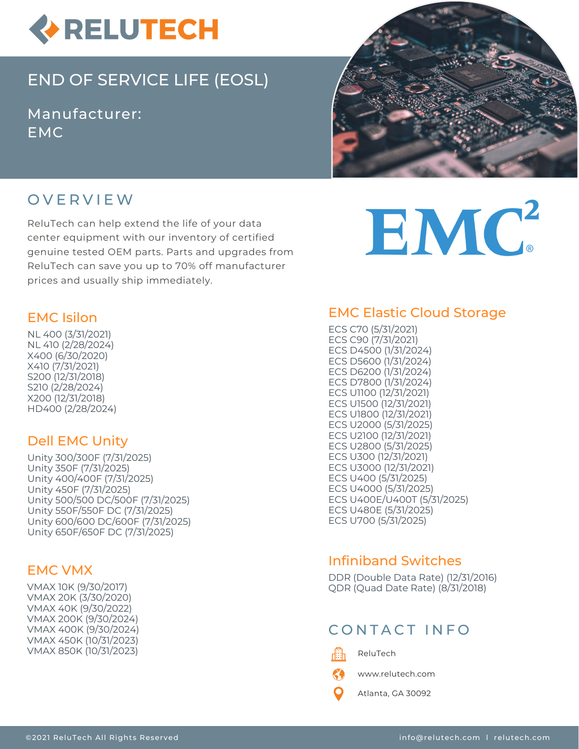# RELUTECH

## END OF SERVICE LIFE (EOSL)

Manufacturer:
EMC

## OVERVIEW

ReluTech can help extend the life of your data center equipment with our inventory of certified genuine tested OEM parts. Parts and upgrades from ReluTech can save you up to 70% off manufacturer prices and usually ship immediately.

### EMC Isilon

NL 400 (3/31/2021)
NL 410 (2/28/2024)
X400 (6/30/2020)
X410 (7/31/2021)
S200 (12/31/2018)
S210 (2/28/2024)
X200 (12/31/2018)
HD400 (2/28/2024)

### Dell EMC Unity

Unity 300/300F (7/31/2025)
Unity 350F (7/31/2025)
Unity 400/400F (7/31/2025)
Unity 450F (7/31/2025)
Unity 500/500 DC/500F (7/31/2025)
Unity 550F/550F DC (7/31/2025)
Unity 600/600 DC/600F (7/31/2025)
Unity 650F/650F DC (7/31/2025)

### EMC VMX

VMAX 10K (9/30/2017)
VMAX 20K (3/30/2020)
VMAX 40K (9/30/2022)
VMAX 200K (9/30/2024)
VMAX 400K (9/30/2024)
VMAX 450K (10/31/2023)
VMAX 850K (10/31/2023)

### EMC Elastic Cloud Storage

ECS C70 (5/31/2021)
ECS C90 (7/31/2021)
ECS D4500 (1/31/2024)
ECS D5600 (1/31/2024)
ECS D6200 (1/31/2024)
ECS D7800 (1/31/2024)
ECS U1100 (12/31/2021)
ECS U1500 (12/31/2021)
ECS U1800 (12/31/2021)
ECS U2000 (5/31/2025)
ECS U2100 (12/31/2021)
ECS U2800 (5/31/2025)
ECS U300 (12/31/2021)
ECS U3000 (12/31/2021)
ECS U400 (5/31/2025)
ECS U4000 (5/31/2025)
ECS U400E/U400T (5/31/2025)
ECS U480E (5/31/2025)
ECS U700 (5/31/2025)

### Infiniband Switches

DDR (Double Data Rate) (12/31/2016)
QDR (Quad Date Rate) (8/31/2018)

## CONTACT INFO

ReluTech
www.relutech.com
Atlanta, GA 30092

©2021 ReluTech All Rights Reserved    info@relutech.com | relutech.com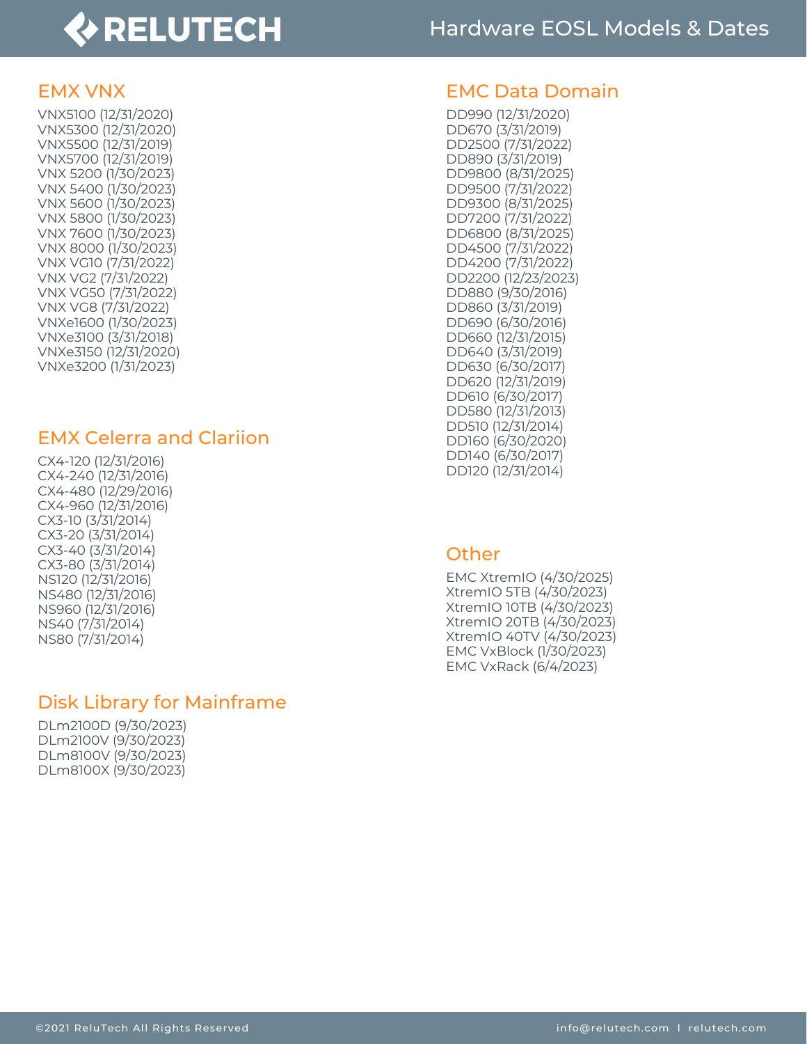## EMX VNX

VNX5100 (12/31/2020)
VNX5300 (12/31/2020)
VNX5500 (12/31/2019)
VNX5700 (12/31/2019)
VNX 5200 (1/30/2023)
VNX 5400 (1/30/2023)
VNX 5600 (1/30/2023)
VNX 5800 (1/30/2023)
VNX 7600 (1/30/2023)
VNX 8000 (1/30/2023)
VNX VG10 (7/31/2022)
VNX VG2 (7/31/2022)
VNX VG50 (7/31/2022)
VNX VG8 (7/31/2022)
VNXe1600 (1/30/2023)
VNXe3100 (3/31/2018)
VNXe3150 (12/31/2020)
VNXe3200 (1/31/2023)

## EMX Celerra and Clariion

CX4-120 (12/31/2016)
CX4-240 (12/31/2016)
CX4-480 (12/29/2016)
CX4-960 (12/31/2016)
CX3-10 (3/31/2014)
CX3-20 (3/31/2014)
CX3-40 (3/31/2014)
CX3-80 (3/31/2014)
NS120 (12/31/2016)
NS480 (12/31/2016)
NS960 (12/31/2016)
NS40 (7/31/2014)
NS80 (7/31/2014)

## Disk Library for Mainframe

DLm2100D (9/30/2023)
DLm2100V (9/30/2023)
DLm8100V (9/30/2023)
DLm8100X (9/30/2023)

## EMC Data Domain

DD990 (12/31/2020)
DD670 (3/31/2019)
DD2500 (7/31/2022)
DD890 (3/31/2019)
DD9800 (8/31/2025)
DD9500 (7/31/2022)
DD9300 (8/31/2025)
DD7200 (7/31/2022)
DD6800 (8/31/2025)
DD4500 (7/31/2022)
DD4200 (7/31/2022)
DD2200 (12/23/2023)
DD880 (9/30/2016)
DD860 (3/31/2019)
DD690 (6/30/2016)
DD660 (12/31/2015)
DD640 (3/31/2019)
DD630 (6/30/2017)
DD620 (12/31/2019)
DD610 (6/30/2017)
DD580 (12/31/2013)
DD510 (12/31/2014)
DD160 (6/30/2020)
DD140 (6/30/2017)
DD120 (12/31/2014)

## Other

EMC XtremIO (4/30/2025)
XtremIO 5TB (4/30/2023)
XtremIO 10TB (4/30/2023)
XtremIO 20TB (4/30/2023)
XtremIO 40TV (4/30/2023)
EMC VxBlock (1/30/2023)
EMC VxRack (6/4/2023)